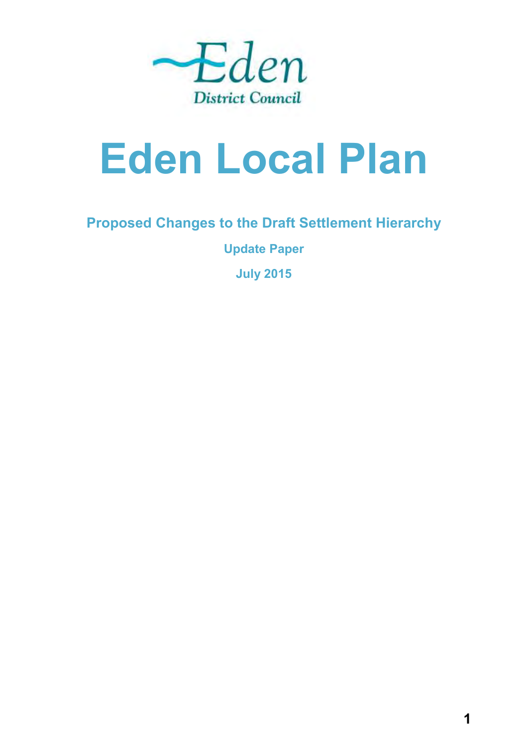Eden

District Council

# Eden Local Plan

## Proposed Changes to the Draft Settlement Hierarchy

### Update Paper

### July 2015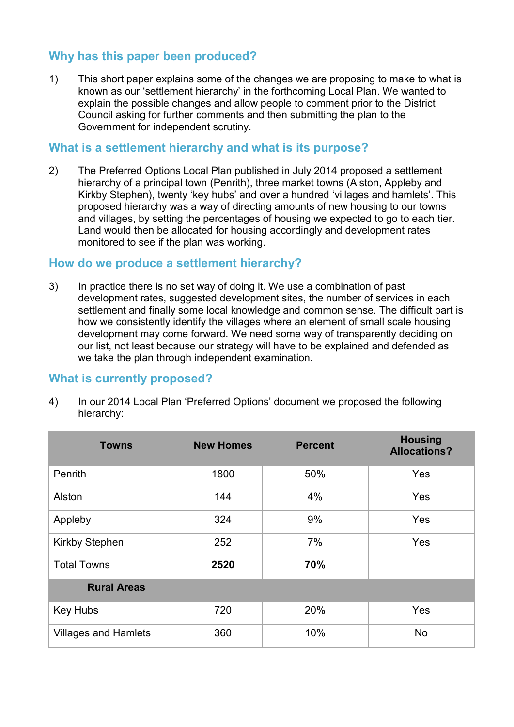## Why has this paper been produced?

1) This short paper explains some of the changes we are proposing to make to what is known as our 'settlement hierarchy' in the forthcoming Local Plan. We wanted to explain the possible changes and allow people to comment prior to the District Council asking for further comments and then submitting the plan to the Government for independent scrutiny.

## What is a settlement hierarchy and what is its purpose?

2) The Preferred Options Local Plan published in July 2014 proposed a settlement hierarchy of a principal town (Penrith), three market towns (Alston, Appleby and Kirkby Stephen), twenty 'key hubs' and over a hundred 'villages and hamlets'. This proposed hierarchy was a way of directing amounts of new housing to our towns and villages, by setting the percentages of housing we expected to go to each tier. Land would then be allocated for housing accordingly and development rates monitored to see if the plan was working.

## How do we produce a settlement hierarchy?

3) In practice there is no set way of doing it. We use a combination of past development rates, suggested development sites, the number of services in each settlement and finally some local knowledge and common sense. The difficult part is how we consistently identify the villages where an element of small scale housing development may come forward. We need some way of transparently deciding on our list, not least because our strategy will have to be explained and defended as we take the plan through independent examination.

## What is currently proposed?

4) In our 2014 Local Plan 'Preferred Options' document we proposed the following hierarchy:

| Towns | New Homes | Percent | Housing Allocations? |
|---|---|---|---|
| Penrith | 1800 | 50% | Yes |
| Alston | 144 | 4% | Yes |
| Appleby | 324 | 9% | Yes |
| Kirkby Stephen | 252 | 7% | Yes |
| Total Towns | **2520** | **70%** | |
| **Rural Areas** | | | |
| Key Hubs | 720 | 20% | Yes |
| Villages and Hamlets | 360 | 10% | No |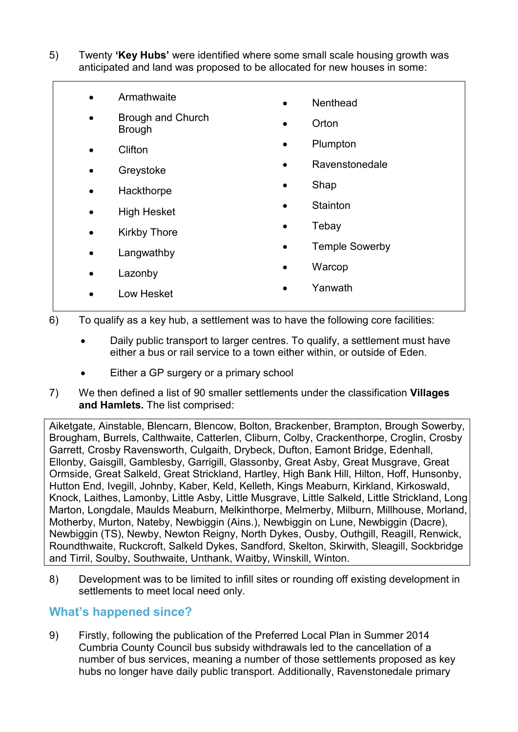5) Twenty **'Key Hubs'** were identified where some small scale housing growth was anticipated and land was proposed to be allocated for new houses in some:

- Armathwaite
- Brough and Church Brough
- Clifton
- Greystoke
- Hackthorpe
- High Hesket
- Kirkby Thore
- Langwathby
- Lazonby
- Low Hesket
- Nenthead
- Orton
- Plumpton
- Ravenstonedale
- Shap
- Stainton
- Tebay
- Temple Sowerby
- Warcop
- Yanwath

6) To qualify as a key hub, a settlement was to have the following core facilities:

- Daily public transport to larger centres. To qualify, a settlement must have either a bus or rail service to a town either within, or outside of Eden.
- Either a GP surgery or a primary school

7) We then defined a list of 90 smaller settlements under the classification **Villages and Hamlets.** The list comprised:

Aiketgate, Ainstable, Blencarn, Blencow, Bolton, Brackenber, Brampton, Brough Sowerby, Brougham, Burrels, Calthwaite, Catterlen, Cliburn, Colby, Crackenthorpe, Croglin, Crosby Garrett, Crosby Ravensworth, Culgaith, Drybeck, Dufton, Eamont Bridge, Edenhall, Ellonby, Gaisgill, Gamblesby, Garrigill, Glassonby, Great Asby, Great Musgrave, Great Ormside, Great Salkeld, Great Strickland, Hartley, High Bank Hill, Hilton, Hoff, Hunsonby, Hutton End, Ivegill, Johnby, Kaber, Keld, Kelleth, Kings Meaburn, Kirkland, Kirkoswald, Knock, Laithes, Lamonby, Little Asby, Little Musgrave, Little Salkeld, Little Strickland, Long Marton, Longdale, Maulds Meaburn, Melkinthorpe, Melmerby, Milburn, Millhouse, Morland, Motherby, Murton, Nateby, Newbiggin (Ains.), Newbiggin on Lune, Newbiggin (Dacre), Newbiggin (TS), Newby, Newton Reigny, North Dykes, Ousby, Outhgill, Reagill, Renwick, Roundthwaite, Ruckcroft, Salkeld Dykes, Sandford, Skelton, Skirwith, Sleagill, Sockbridge and Tirril, Soulby, Southwaite, Unthank, Waitby, Winskill, Winton.

8) Development was to be limited to infill sites or rounding off existing development in settlements to meet local need only.

## What's happened since?

9) Firstly, following the publication of the Preferred Local Plan in Summer 2014 Cumbria County Council bus subsidy withdrawals led to the cancellation of a number of bus services, meaning a number of those settlements proposed as key hubs no longer have daily public transport. Additionally, Ravenstonedale primary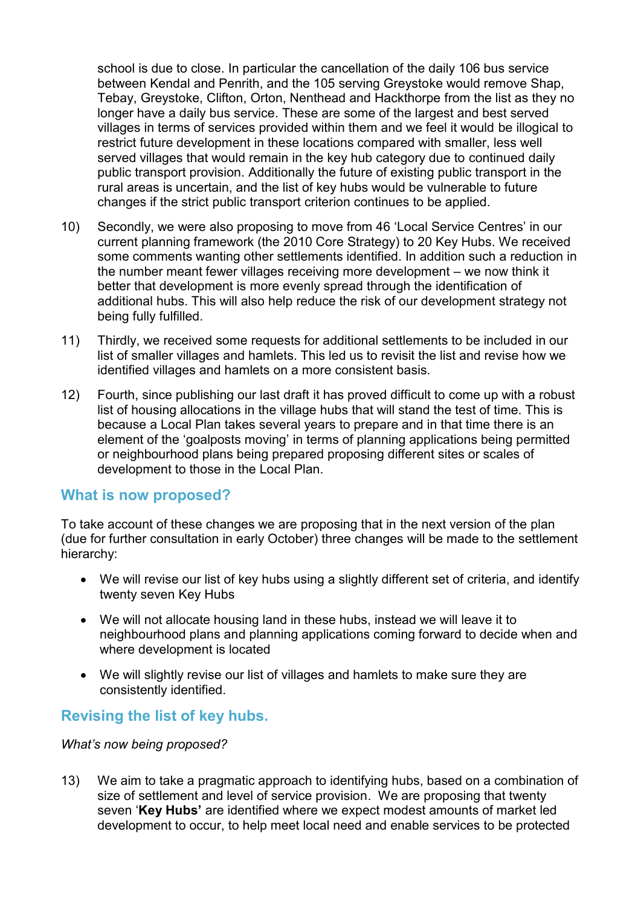school is due to close. In particular the cancellation of the daily 106 bus service between Kendal and Penrith, and the 105 serving Greystoke would remove Shap, Tebay, Greystoke, Clifton, Orton, Nenthead and Hackthorpe from the list as they no longer have a daily bus service. These are some of the largest and best served villages in terms of services provided within them and we feel it would be illogical to restrict future development in these locations compared with smaller, less well served villages that would remain in the key hub category due to continued daily public transport provision. Additionally the future of existing public transport in the rural areas is uncertain, and the list of key hubs would be vulnerable to future changes if the strict public transport criterion continues to be applied.

10) Secondly, we were also proposing to move from 46 'Local Service Centres' in our current planning framework (the 2010 Core Strategy) to 20 Key Hubs. We received some comments wanting other settlements identified. In addition such a reduction in the number meant fewer villages receiving more development – we now think it better that development is more evenly spread through the identification of additional hubs. This will also help reduce the risk of our development strategy not being fully fulfilled.

11) Thirdly, we received some requests for additional settlements to be included in our list of smaller villages and hamlets. This led us to revisit the list and revise how we identified villages and hamlets on a more consistent basis.

12) Fourth, since publishing our last draft it has proved difficult to come up with a robust list of housing allocations in the village hubs that will stand the test of time. This is because a Local Plan takes several years to prepare and in that time there is an element of the 'goalposts moving' in terms of planning applications being permitted or neighbourhood plans being prepared proposing different sites or scales of development to those in the Local Plan.

## What is now proposed?

To take account of these changes we are proposing that in the next version of the plan (due for further consultation in early October) three changes will be made to the settlement hierarchy:

- We will revise our list of key hubs using a slightly different set of criteria, and identify twenty seven Key Hubs
- We will not allocate housing land in these hubs, instead we will leave it to neighbourhood plans and planning applications coming forward to decide when and where development is located
- We will slightly revise our list of villages and hamlets to make sure they are consistently identified.

## Revising the list of key hubs.

*What's now being proposed?*

13) We aim to take a pragmatic approach to identifying hubs, based on a combination of size of settlement and level of service provision. We are proposing that twenty seven '**Key Hubs'** are identified where we expect modest amounts of market led development to occur, to help meet local need and enable services to be protected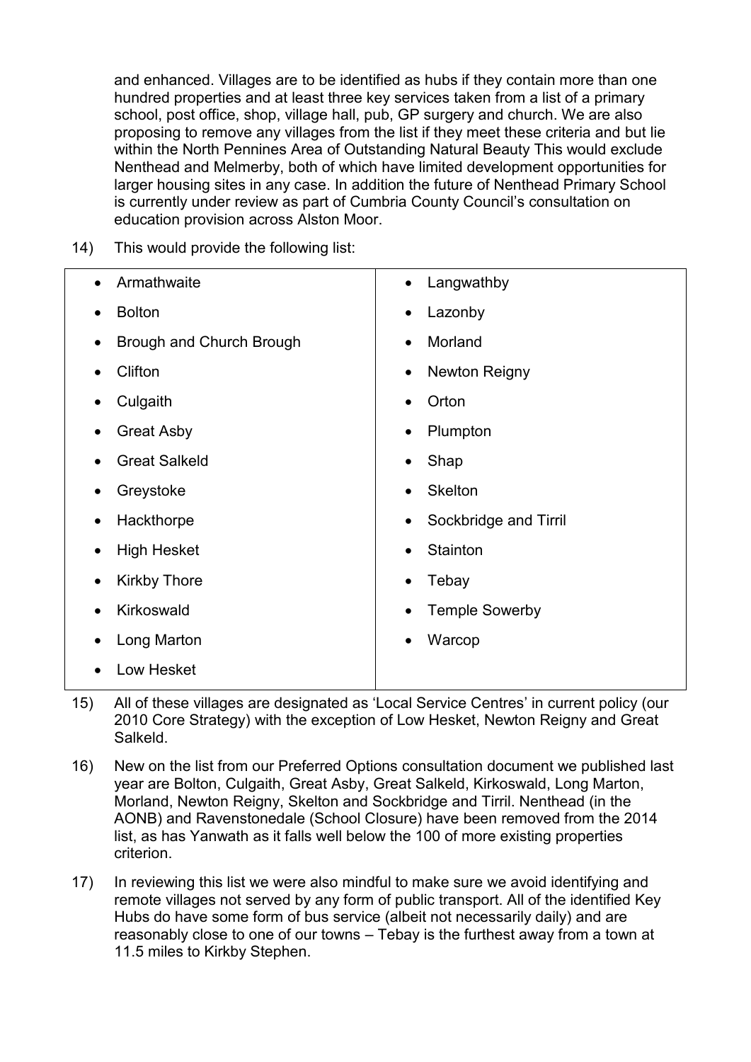and enhanced. Villages are to be identified as hubs if they contain more than one hundred properties and at least three key services taken from a list of a primary school, post office, shop, village hall, pub, GP surgery and church. We are also proposing to remove any villages from the list if they meet these criteria and but lie within the North Pennines Area of Outstanding Natural Beauty This would exclude Nenthead and Melmerby, both of which have limited development opportunities for larger housing sites in any case. In addition the future of Nenthead Primary School is currently under review as part of Cumbria County Council's consultation on education provision across Alston Moor.

14) This would provide the following list:

| | |
|---|---|
| • Armathwaite | • Langwathby |
| • Bolton | • Lazonby |
| • Brough and Church Brough | • Morland |
| • Clifton | • Newton Reigny |
| • Culgaith | • Orton |
| • Great Asby | • Plumpton |
| • Great Salkeld | • Shap |
| • Greystoke | • Skelton |
| • Hackthorpe | • Sockbridge and Tirril |
| • High Hesket | • Stainton |
| • Kirkby Thore | • Tebay |
| • Kirkoswald | • Temple Sowerby |
| • Long Marton | • Warcop |
| • Low Hesket | |

15) All of these villages are designated as 'Local Service Centres' in current policy (our 2010 Core Strategy) with the exception of Low Hesket, Newton Reigny and Great Salkeld.

16) New on the list from our Preferred Options consultation document we published last year are Bolton, Culgaith, Great Asby, Great Salkeld, Kirkoswald, Long Marton, Morland, Newton Reigny, Skelton and Sockbridge and Tirril. Nenthead (in the AONB) and Ravenstonedale (School Closure) have been removed from the 2014 list, as has Yanwath as it falls well below the 100 of more existing properties criterion.

17) In reviewing this list we were also mindful to make sure we avoid identifying and remote villages not served by any form of public transport. All of the identified Key Hubs do have some form of bus service (albeit not necessarily daily) and are reasonably close to one of our towns – Tebay is the furthest away from a town at 11.5 miles to Kirkby Stephen.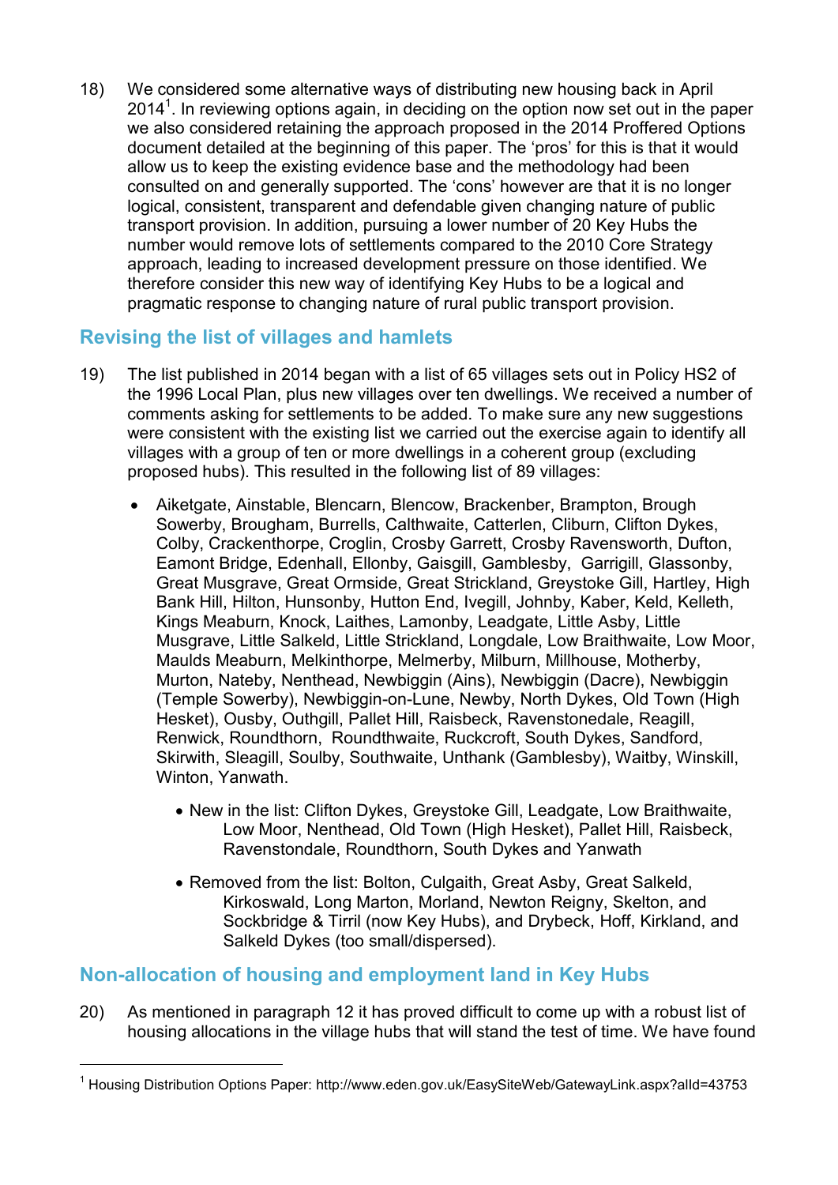18) We considered some alternative ways of distributing new housing back in April 2014[1]. In reviewing options again, in deciding on the option now set out in the paper we also considered retaining the approach proposed in the 2014 Proffered Options document detailed at the beginning of this paper. The 'pros' for this is that it would allow us to keep the existing evidence base and the methodology had been consulted on and generally supported. The 'cons' however are that it is no longer logical, consistent, transparent and defendable given changing nature of public transport provision. In addition, pursuing a lower number of 20 Key Hubs the number would remove lots of settlements compared to the 2010 Core Strategy approach, leading to increased development pressure on those identified. We therefore consider this new way of identifying Key Hubs to be a logical and pragmatic response to changing nature of rural public transport provision.

## Revising the list of villages and hamlets

19) The list published in 2014 began with a list of 65 villages sets out in Policy HS2 of the 1996 Local Plan, plus new villages over ten dwellings. We received a number of comments asking for settlements to be added. To make sure any new suggestions were consistent with the existing list we carried out the exercise again to identify all villages with a group of ten or more dwellings in a coherent group (excluding proposed hubs). This resulted in the following list of 89 villages:

- Aiketgate, Ainstable, Blencarn, Blencow, Brackenber, Brampton, Brough Sowerby, Brougham, Burrells, Calthwaite, Catterlen, Cliburn, Clifton Dykes, Colby, Crackenthorpe, Croglin, Crosby Garrett, Crosby Ravensworth, Dufton, Eamont Bridge, Edenhall, Ellonby, Gaisgill, Gamblesby, Garrigill, Glassonby, Great Musgrave, Great Ormside, Great Strickland, Greystoke Gill, Hartley, High Bank Hill, Hilton, Hunsonby, Hutton End, Ivegill, Johnby, Kaber, Keld, Kelleth, Kings Meaburn, Knock, Laithes, Lamonby, Leadgate, Little Asby, Little Musgrave, Little Salkeld, Little Strickland, Longdale, Low Braithwaite, Low Moor, Maulds Meaburn, Melkinthorpe, Melmerby, Milburn, Millhouse, Motherby, Murton, Nateby, Nenthead, Newbiggin (Ains), Newbiggin (Dacre), Newbiggin (Temple Sowerby), Newbiggin-on-Lune, Newby, North Dykes, Old Town (High Hesket), Ousby, Outhgill, Pallet Hill, Raisbeck, Ravenstonedale, Reagill, Renwick, Roundthorn, Roundthwaite, Ruckcroft, South Dykes, Sandford, Skirwith, Sleagill, Soulby, Southwaite, Unthank (Gamblesby), Waitby, Winskill, Winton, Yanwath.

  - New in the list: Clifton Dykes, Greystoke Gill, Leadgate, Low Braithwaite, Low Moor, Nenthead, Old Town (High Hesket), Pallet Hill, Raisbeck, Ravenstondale, Roundthorn, South Dykes and Yanwath

  - Removed from the list: Bolton, Culgaith, Great Asby, Great Salkeld, Kirkoswald, Long Marton, Morland, Newton Reigny, Skelton, and Sockbridge & Tirril (now Key Hubs), and Drybeck, Hoff, Kirkland, and Salkeld Dykes (too small/dispersed).

## Non-allocation of housing and employment land in Key Hubs

20) As mentioned in paragraph 12 it has proved difficult to come up with a robust list of housing allocations in the village hubs that will stand the test of time. We have found

[1] Housing Distribution Options Paper: http://www.eden.gov.uk/EasySiteWeb/GatewayLink.aspx?alId=43753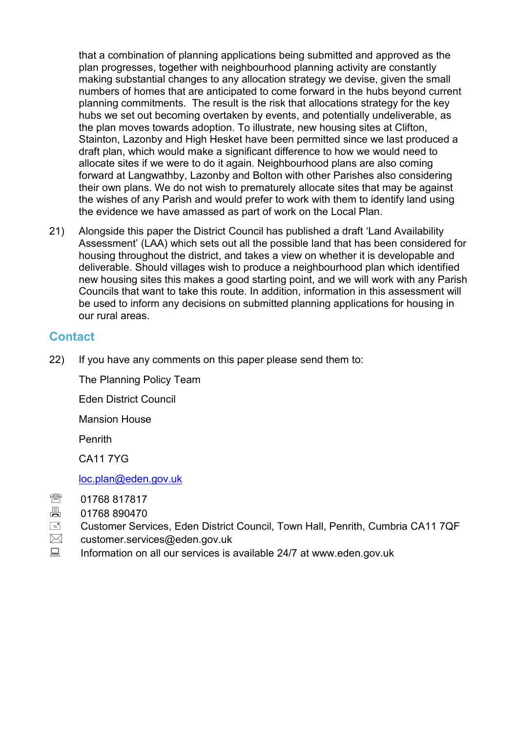that a combination of planning applications being submitted and approved as the plan progresses, together with neighbourhood planning activity are constantly making substantial changes to any allocation strategy we devise, given the small numbers of homes that are anticipated to come forward in the hubs beyond current planning commitments. The result is the risk that allocations strategy for the key hubs we set out becoming overtaken by events, and potentially undeliverable, as the plan moves towards adoption. To illustrate, new housing sites at Clifton, Stainton, Lazonby and High Hesket have been permitted since we last produced a draft plan, which would make a significant difference to how we would need to allocate sites if we were to do it again. Neighbourhood plans are also coming forward at Langwathby, Lazonby and Bolton with other Parishes also considering their own plans. We do not wish to prematurely allocate sites that may be against the wishes of any Parish and would prefer to work with them to identify land using the evidence we have amassed as part of work on the Local Plan.

21) Alongside this paper the District Council has published a draft 'Land Availability Assessment' (LAA) which sets out all the possible land that has been considered for housing throughout the district, and takes a view on whether it is developable and deliverable. Should villages wish to produce a neighbourhood plan which identified new housing sites this makes a good starting point, and we will work with any Parish Councils that want to take this route. In addition, information in this assessment will be used to inform any decisions on submitted planning applications for housing in our rural areas.

## Contact

22) If you have any comments on this paper please send them to:

The Planning Policy Team

Eden District Council

Mansion House

Penrith

CA11 7YG

loc.plan@eden.gov.uk

☏ 01768 817817
🖷 01768 890470
Customer Services, Eden District Council, Town Hall, Penrith, Cumbria CA11 7QF
✉ customer.services@eden.gov.uk
Information on all our services is available 24/7 at www.eden.gov.uk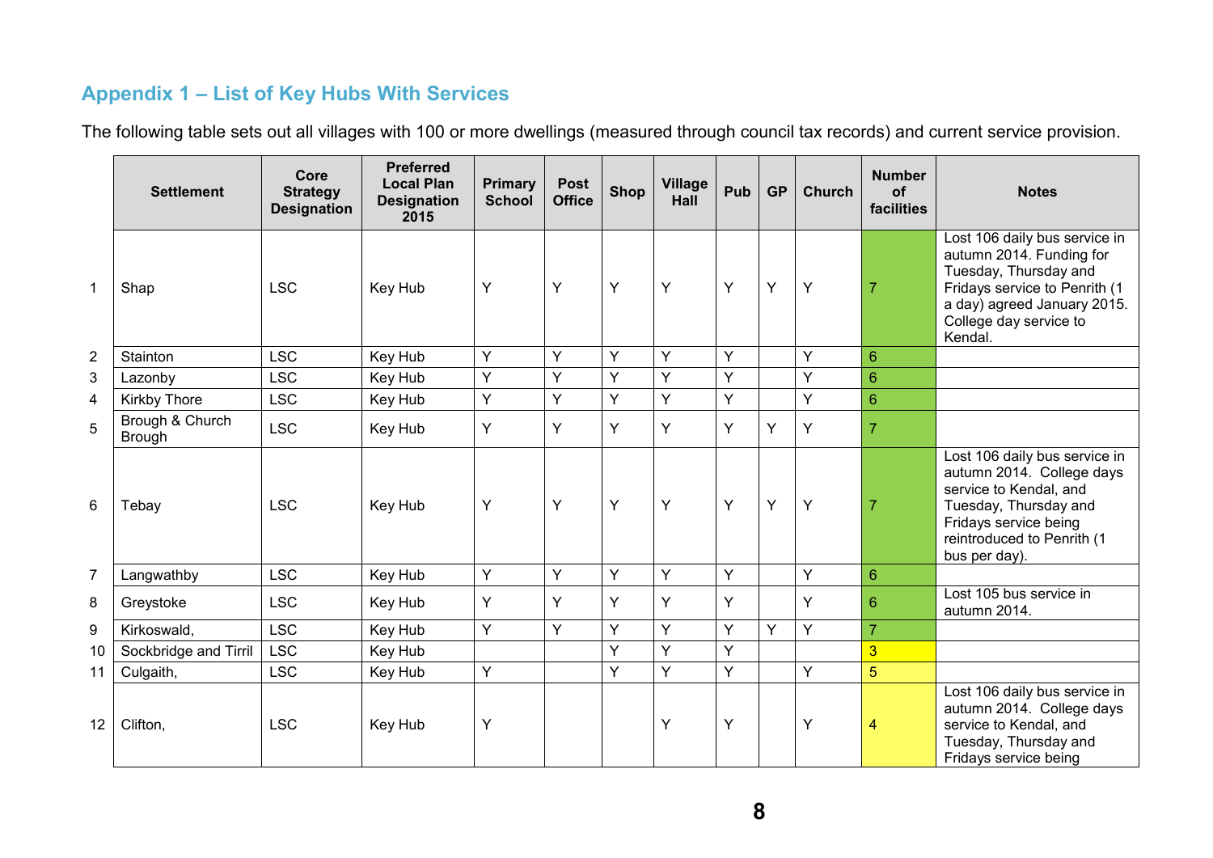## Appendix 1 – List of Key Hubs With Services

The following table sets out all villages with 100 or more dwellings (measured through council tax records) and current service provision.

| | Settlement | Core Strategy Designation | Preferred Local Plan Designation 2015 | Primary School | Post Office | Shop | Village Hall | Pub | GP | Church | Number of facilities | Notes |
|---|---|---|---|---|---|---|---|---|---|---|---|---|
| 1 | Shap | LSC | Key Hub | Y | Y | Y | Y | Y | Y | Y | 7 | Lost 106 daily bus service in autumn 2014. Funding for Tuesday, Thursday and Fridays service to Penrith (1 a day) agreed January 2015. College day service to Kendal. |
| 2 | Stainton | LSC | Key Hub | Y | Y | Y | Y | Y | | Y | 6 | |
| 3 | Lazonby | LSC | Key Hub | Y | Y | Y | Y | Y | | Y | 6 | |
| 4 | Kirkby Thore | LSC | Key Hub | Y | Y | Y | Y | Y | | Y | 6 | |
| 5 | Brough & Church Brough | LSC | Key Hub | Y | Y | Y | Y | Y | Y | Y | 7 | |
| 6 | Tebay | LSC | Key Hub | Y | Y | Y | Y | Y | Y | Y | 7 | Lost 106 daily bus service in autumn 2014. College days service to Kendal, and Tuesday, Thursday and Fridays service being reintroduced to Penrith (1 bus per day). |
| 7 | Langwathby | LSC | Key Hub | Y | Y | Y | Y | Y | | Y | 6 | |
| 8 | Greystoke | LSC | Key Hub | Y | Y | Y | Y | Y | | Y | 6 | Lost 105 bus service in autumn 2014. |
| 9 | Kirkoswald, | LSC | Key Hub | Y | Y | Y | Y | Y | Y | Y | 7 | |
| 10 | Sockbridge and Tirril | LSC | Key Hub | | | Y | Y | Y | | | 3 | |
| 11 | Culgaith, | LSC | Key Hub | Y | | Y | Y | Y | | Y | 5 | |
| 12 | Clifton, | LSC | Key Hub | Y | | | Y | Y | | Y | 4 | Lost 106 daily bus service in autumn 2014. College days service to Kendal, and Tuesday, Thursday and Fridays service being |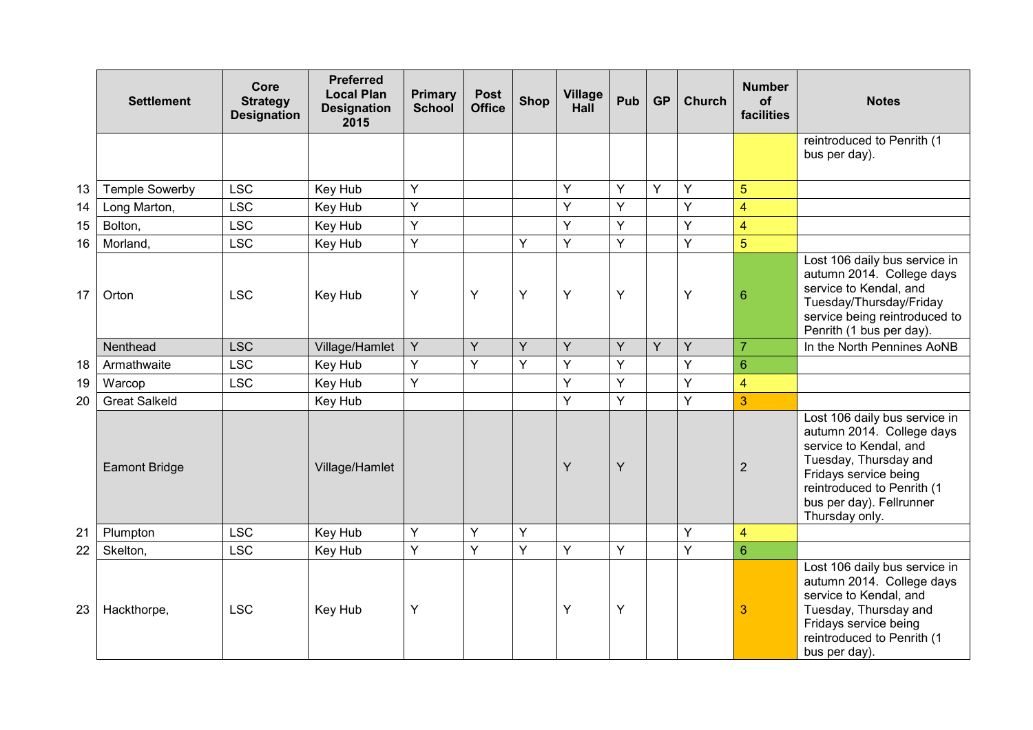| | Settlement | Core Strategy Designation | Preferred Local Plan Designation 2015 | Primary School | Post Office | Shop | Village Hall | Pub | GP | Church | Number of facilities | Notes |
|---|---|---|---|---|---|---|---|---|---|---|---|---|
| | | | | | | | | | | | | reintroduced to Penrith (1 bus per day). |
| 13 | Temple Sowerby | LSC | Key Hub | Y | | | Y | Y | Y | Y | 5 | |
| 14 | Long Marton, | LSC | Key Hub | Y | | | Y | Y | | Y | 4 | |
| 15 | Bolton, | LSC | Key Hub | Y | | | Y | Y | | Y | 4 | |
| 16 | Morland, | LSC | Key Hub | Y | | Y | Y | Y | | Y | 5 | |
| 17 | Orton | LSC | Key Hub | Y | Y | Y | Y | Y | | Y | 6 | Lost 106 daily bus service in autumn 2014. College days service to Kendal, and Tuesday/Thursday/Friday service being reintroduced to Penrith (1 bus per day). |
| | Nenthead | LSC | Village/Hamlet | Y | Y | Y | Y | Y | Y | Y | 7 | In the North Pennines AoNB |
| 18 | Armathwaite | LSC | Key Hub | Y | Y | Y | Y | Y | | Y | 6 | |
| 19 | Warcop | LSC | Key Hub | Y | | | Y | Y | | Y | 4 | |
| 20 | Great Salkeld | | Key Hub | | | | Y | Y | | Y | 3 | |
| | Eamont Bridge | | Village/Hamlet | | | | Y | Y | | | 2 | Lost 106 daily bus service in autumn 2014. College days service to Kendal, and Tuesday, Thursday and Fridays service being reintroduced to Penrith (1 bus per day). Fellrunner Thursday only. |
| 21 | Plumpton | LSC | Key Hub | Y | Y | Y | | | | Y | 4 | |
| 22 | Skelton, | LSC | Key Hub | Y | Y | Y | Y | Y | | Y | 6 | |
| 23 | Hackthorpe, | LSC | Key Hub | Y | | | Y | Y | | | 3 | Lost 106 daily bus service in autumn 2014. College days service to Kendal, and Tuesday, Thursday and Fridays service being reintroduced to Penrith (1 bus per day). |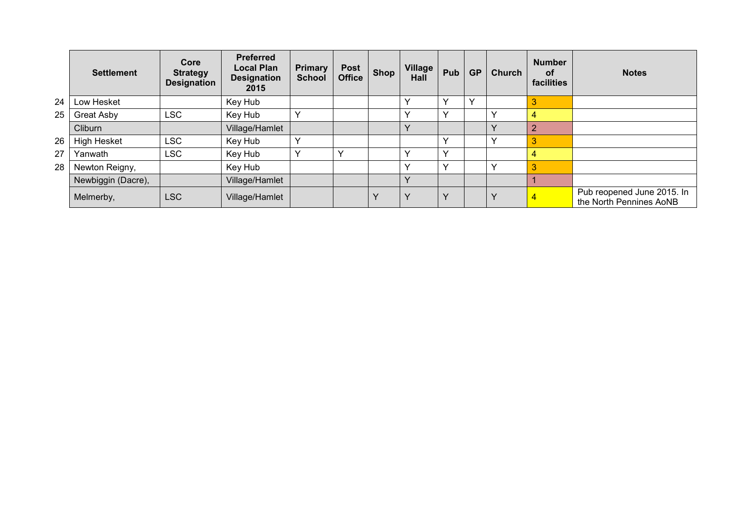| | Settlement | Core Strategy Designation | Preferred Local Plan Designation 2015 | Primary School | Post Office | Shop | Village Hall | Pub | GP | Church | Number of facilities | Notes |
|---|---|---|---|---|---|---|---|---|---|---|---|---|
| 24 | Low Hesket | | Key Hub | | | | Y | Y | Y | | 3 | |
| 25 | Great Asby | LSC | Key Hub | Y | | | Y | Y | | Y | 4 | |
| | Cliburn | | Village/Hamlet | | | | Y | | | Y | 2 | |
| 26 | High Hesket | LSC | Key Hub | Y | | | | Y | | Y | 3 | |
| 27 | Yanwath | LSC | Key Hub | Y | Y | | Y | Y | | | 4 | |
| 28 | Newton Reigny, | | Key Hub | | | | Y | Y | | Y | 3 | |
| | Newbiggin (Dacre), | | Village/Hamlet | | | | Y | | | | 1 | |
| | Melmerby, | LSC | Village/Hamlet | | | Y | Y | Y | | Y | 4 | Pub reopened June 2015. In the North Pennines AoNB |